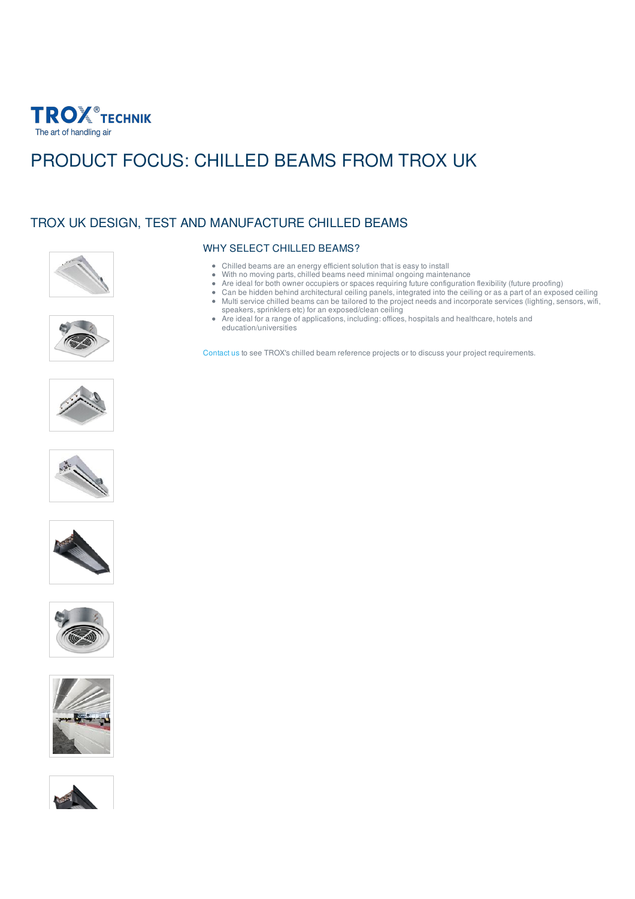TROX® TECHNIK
The art of handling air

# PRODUCT FOCUS: CHILLED BEAMS FROM TROX UK

## TROX UK DESIGN, TEST AND MANUFACTURE CHILLED BEAMS

### WHY SELECT CHILLED BEAMS?

- Chilled beams are an energy efficient solution that is easy to install
- With no moving parts, chilled beams need minimal ongoing maintenance
- Are ideal for both owner occupiers or spaces requiring future configuration flexibility (future proofing)
- Can be hidden behind architectural ceiling panels, integrated into the ceiling or as a part of an exposed ceiling
- Multi service chilled beams can be tailored to the project needs and incorporate services (lighting, sensors, wifi, speakers, sprinklers etc) for an exposed/clean ceiling
- Are ideal for a range of applications, including: offices, hospitals and healthcare, hotels and education/universities

Contact us to see TROX's chilled beam reference projects or to discuss your project requirements.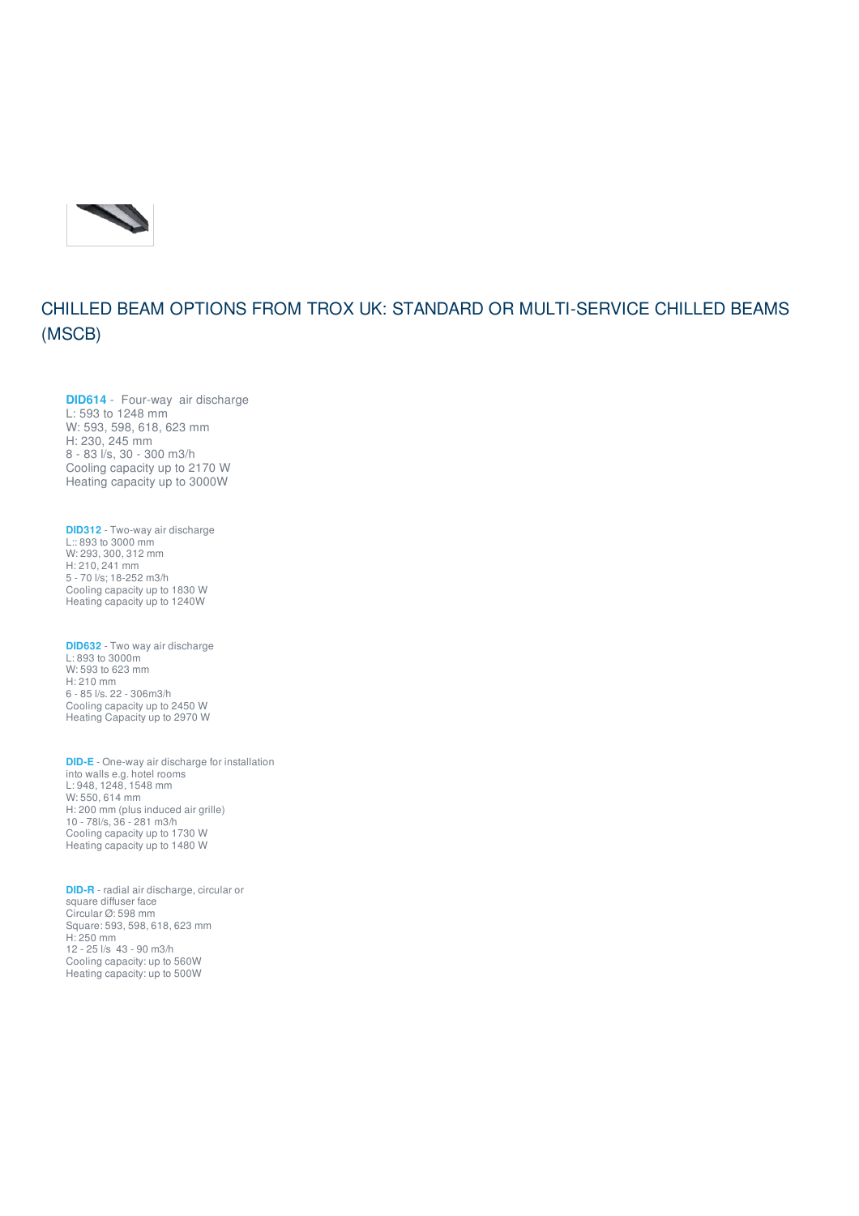## CHILLED BEAM OPTIONS FROM TROX UK: STANDARD OR MULTI-SERVICE CHILLED BEAMS (MSCB)

**DID614** - Four-way air discharge
L: 593 to 1248 mm
W: 593, 598, 618, 623 mm
H: 230, 245 mm
8 - 83 l/s, 30 - 300 m3/h
Cooling capacity up to 2170 W
Heating capacity up to 3000W

**DID312** - Two-way air discharge
L:: 893 to 3000 mm
W: 293, 300, 312 mm
H: 210, 241 mm
5 - 70 l/s; 18-252 m3/h
Cooling capacity up to 1830 W
Heating capacity up to 1240W

**DID632** - Two way air discharge
L: 893 to 3000m
W: 593 to 623 mm
H: 210 mm
6 - 85 l/s. 22 - 306m3/h
Cooling capacity up to 2450 W
Heating Capacity up to 2970 W

**DID-E** - One-way air discharge for installation into walls e.g. hotel rooms
L: 948, 1248, 1548 mm
W: 550, 614 mm
H: 200 mm (plus induced air grille)
10 - 78l/s, 36 - 281 m3/h
Cooling capacity up to 1730 W
Heating capacity up to 1480 W

**DID-R** - radial air discharge, circular or square diffuser face
Circular Ø: 598 mm
Square: 593, 598, 618, 623 mm
H: 250 mm
12 - 25 l/s 43 - 90 m3/h
Cooling capacity: up to 560W
Heating capacity: up to 500W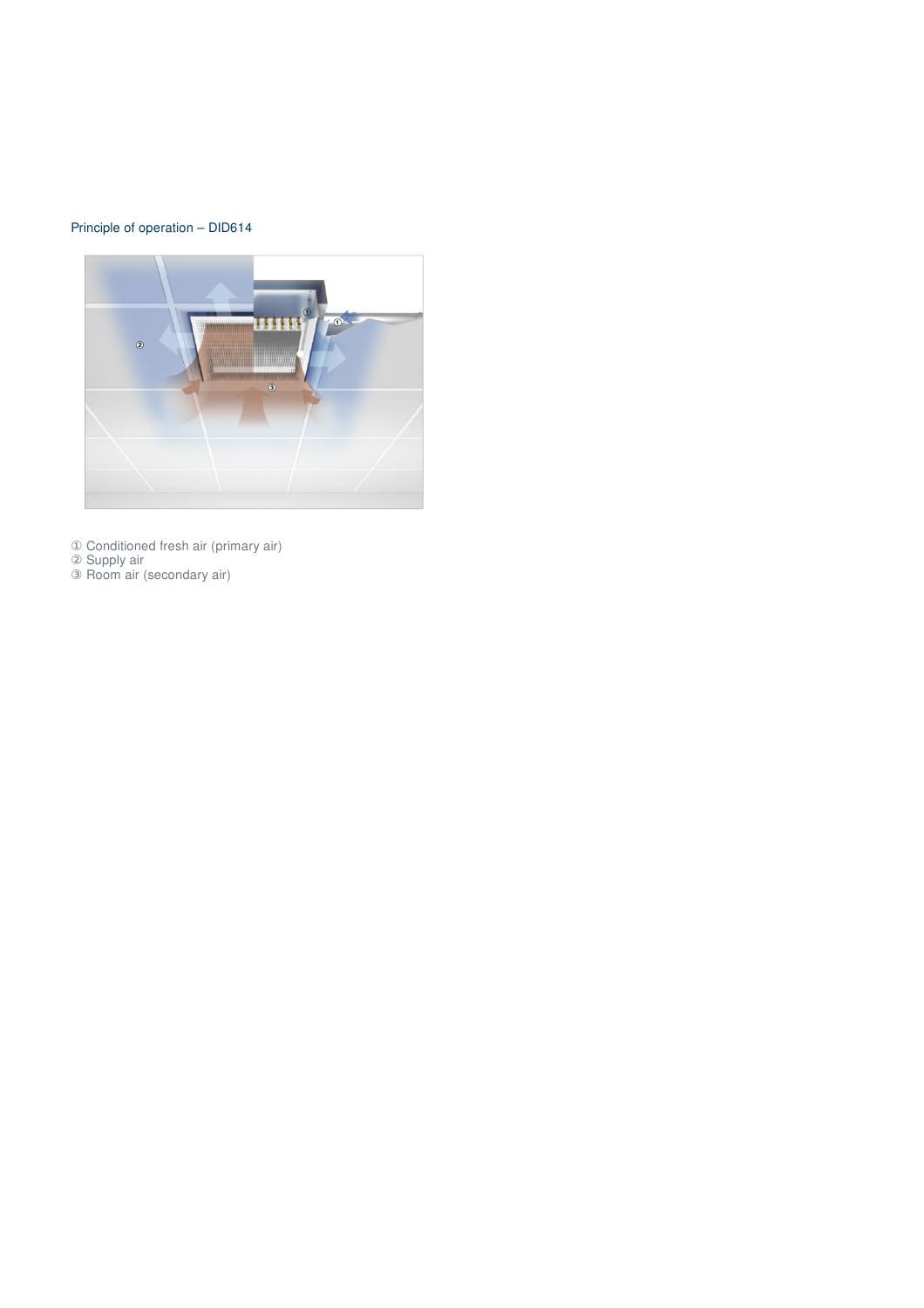Principle of operation – DID614

① Conditioned fresh air (primary air)
② Supply air
③ Room air (secondary air)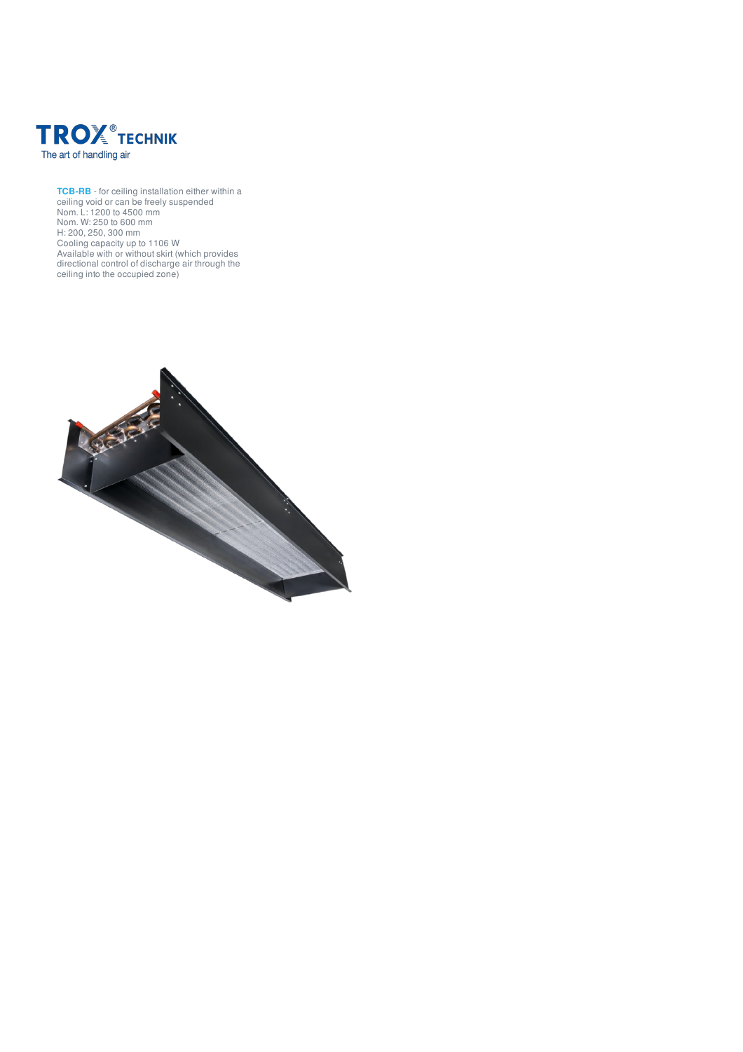**TROX® TECHNIK**
The art of handling air

**TCB-RB** - for ceiling installation either within a ceiling void or can be freely suspended
Nom. L: 1200 to 4500 mm
Nom. W: 250 to 600 mm
H: 200, 250, 300 mm
Cooling capacity up to 1106 W
Available with or without skirt (which provides directional control of discharge air through the ceiling into the occupied zone)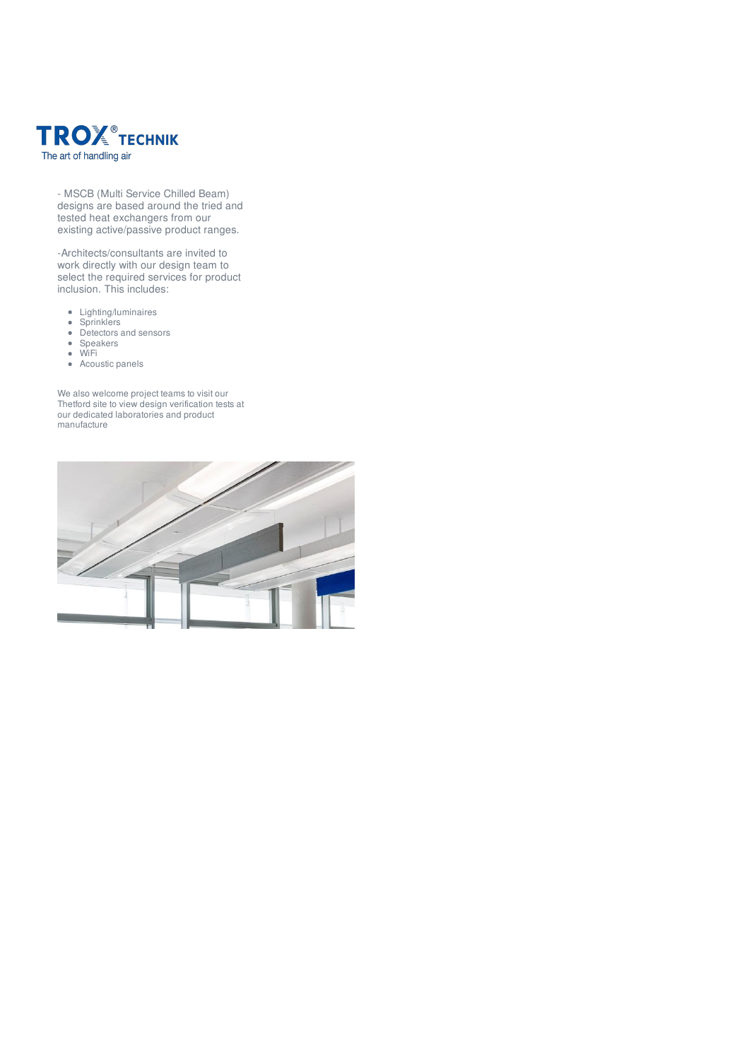TROX® TECHNIK

The art of handling air

- MSCB (Multi Service Chilled Beam) designs are based around the tried and tested heat exchangers from our existing active/passive product ranges.

-Architects/consultants are invited to work directly with our design team to select the required services for product inclusion. This includes:

- Lighting/luminaires
- Sprinklers
- Detectors and sensors
- Speakers
- WiFi
- Acoustic panels

We also welcome project teams to visit our Thetford site to view design verification tests at our dedicated laboratories and product manufacture